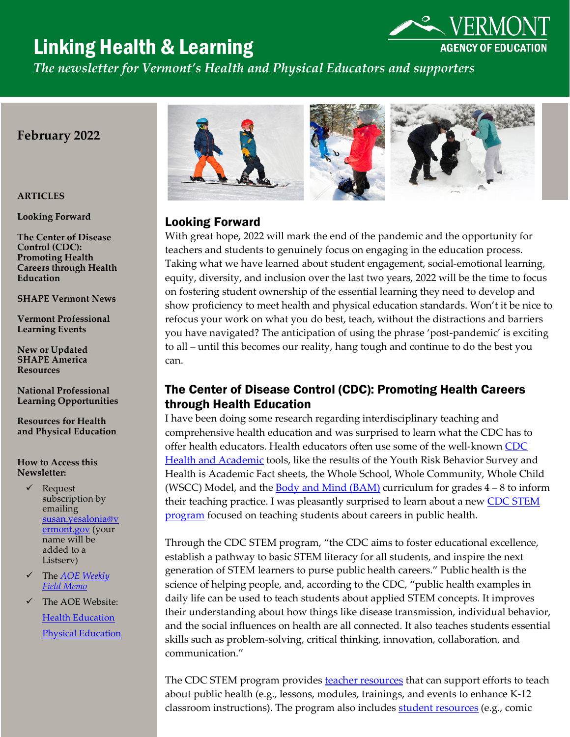# Linking Health & Learning

*The newsletter for Vermont's Health and Physical Educators and supporters*

VERMONT AGENCY OF EDUCATION

**February 2022**

**ARTICLES**

**Looking Forward**

**The Center of Disease Control (CDC): Promoting Health Careers through Health Education**

**SHAPE Vermont News**

**Vermont Professional Learning Events**

**New or Updated SHAPE America Resources**

**National Professional Learning Opportunities**

**Resources for Health and Physical Education**

**How to Access this Newsletter:**

- ✓ Request subscription by emailing susan.yesalonia@vermont.gov (your name will be added to a Listserv)
- ✓ The *AOE Weekly Field Memo*
- ✓ The AOE Website:
  - Health Education
  - Physical Education

## Looking Forward

With great hope, 2022 will mark the end of the pandemic and the opportunity for teachers and students to genuinely focus on engaging in the education process. Taking what we have learned about student engagement, social-emotional learning, equity, diversity, and inclusion over the last two years, 2022 will be the time to focus on fostering student ownership of the essential learning they need to develop and show proficiency to meet health and physical education standards. Won't it be nice to refocus your work on what you do best, teach, without the distractions and barriers you have navigated? The anticipation of using the phrase 'post-pandemic' is exciting to all – until this becomes our reality, hang tough and continue to do the best you can.

## The Center of Disease Control (CDC): Promoting Health Careers through Health Education

I have been doing some research regarding interdisciplinary teaching and comprehensive health education and was surprised to learn what the CDC has to offer health educators. Health educators often use some of the well-known CDC Health and Academic tools, like the results of the Youth Risk Behavior Survey and Health is Academic Fact sheets, the Whole School, Whole Community, Whole Child (WSCC) Model, and the Body and Mind (BAM) curriculum for grades 4 – 8 to inform their teaching practice. I was pleasantly surprised to learn about a new CDC STEM program focused on teaching students about careers in public health.

Through the CDC STEM program, "the CDC aims to foster educational excellence, establish a pathway to basic STEM literacy for all students, and inspire the next generation of STEM learners to purse public health careers." Public health is the science of helping people, and, according to the CDC, "public health examples in daily life can be used to teach students about applied STEM concepts. It improves their understanding about how things like disease transmission, individual behavior, and the social influences on health are all connected. It also teaches students essential skills such as problem-solving, critical thinking, innovation, collaboration, and communication."

The CDC STEM program provides teacher resources that can support efforts to teach about public health (e.g., lessons, modules, trainings, and events to enhance K-12 classroom instructions). The program also includes student resources (e.g., comic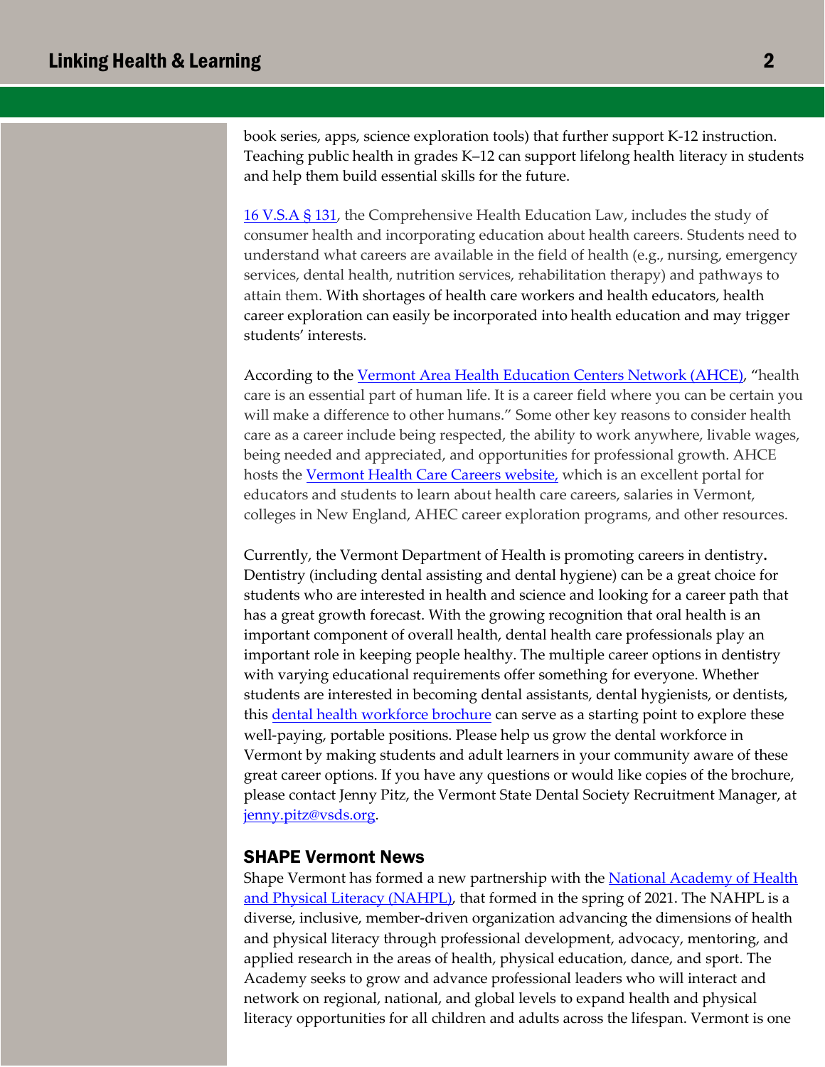book series, apps, science exploration tools) that further support K-12 instruction. Teaching public health in grades K–12 can support lifelong health literacy in students and help them build essential skills for the future.

[16 V.S.A § 131](), the Comprehensive Health Education Law, includes the study of consumer health and incorporating education about health careers. Students need to understand what careers are available in the field of health (e.g., nursing, emergency services, dental health, nutrition services, rehabilitation therapy) and pathways to attain them. With shortages of health care workers and health educators, health career exploration can easily be incorporated into health education and may trigger students' interests.

According to the [Vermont Area Health Education Centers Network (AHCE)](), "health care is an essential part of human life. It is a career field where you can be certain you will make a difference to other humans." Some other key reasons to consider health care as a career include being respected, the ability to work anywhere, livable wages, being needed and appreciated, and opportunities for professional growth. AHCE hosts the [Vermont Health Care Careers website,]() which is an excellent portal for educators and students to learn about health care careers, salaries in Vermont, colleges in New England, AHEC career exploration programs, and other resources.

Currently, the Vermont Department of Health is promoting careers in dentistry. Dentistry (including dental assisting and dental hygiene) can be a great choice for students who are interested in health and science and looking for a career path that has a great growth forecast. With the growing recognition that oral health is an important component of overall health, dental health care professionals play an important role in keeping people healthy. The multiple career options in dentistry with varying educational requirements offer something for everyone. Whether students are interested in becoming dental assistants, dental hygienists, or dentists, this [dental health workforce brochure]() can serve as a starting point to explore these well-paying, portable positions. Please help us grow the dental workforce in Vermont by making students and adult learners in your community aware of these great career options. If you have any questions or would like copies of the brochure, please contact Jenny Pitz, the Vermont State Dental Society Recruitment Manager, at [jenny.pitz@vsds.org]().

## SHAPE Vermont News

Shape Vermont has formed a new partnership with the [National Academy of Health and Physical Literacy (NAHPL)](), that formed in the spring of 2021. The NAHPL is a diverse, inclusive, member-driven organization advancing the dimensions of health and physical literacy through professional development, advocacy, mentoring, and applied research in the areas of health, physical education, dance, and sport. The Academy seeks to grow and advance professional leaders who will interact and network on regional, national, and global levels to expand health and physical literacy opportunities for all children and adults across the lifespan. Vermont is one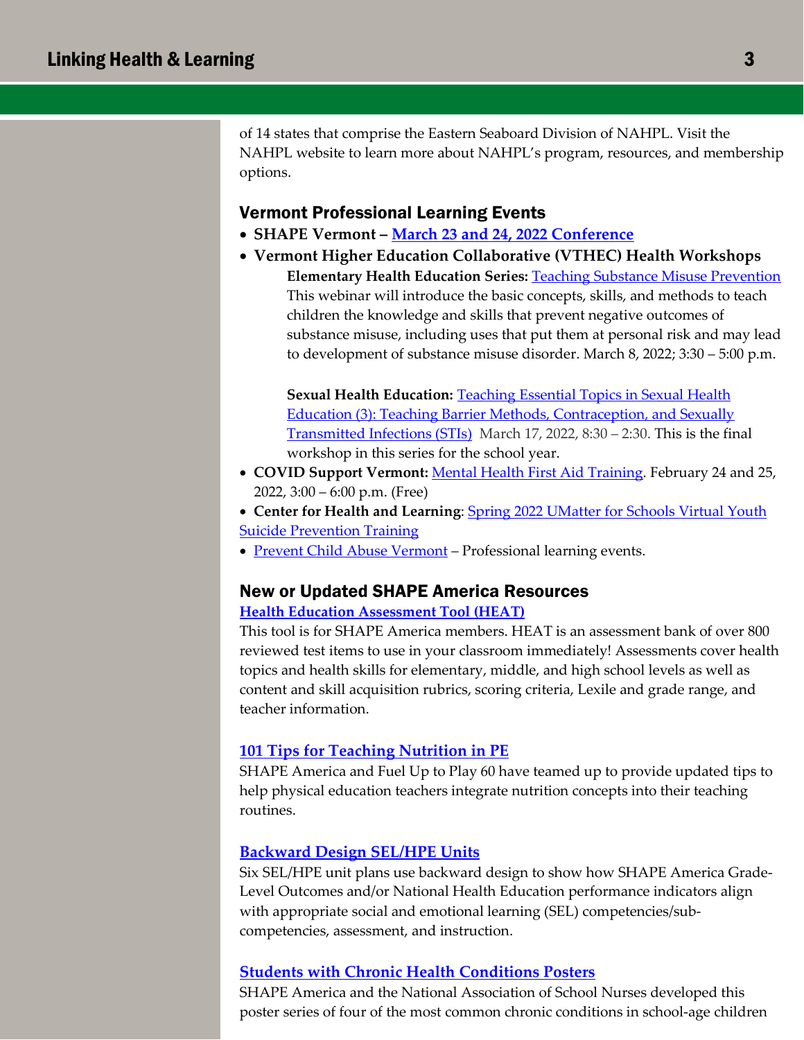of 14 states that comprise the Eastern Seaboard Division of NAHPL. Visit the NAHPL website to learn more about NAHPL's program, resources, and membership options.

## Vermont Professional Learning Events

- **SHAPE Vermont – March 23 and 24, 2022 Conference**
- **Vermont Higher Education Collaborative (VTHEC) Health Workshops**

  **Elementary Health Education Series:** Teaching Substance Misuse Prevention
  This webinar will introduce the basic concepts, skills, and methods to teach children the knowledge and skills that prevent negative outcomes of substance misuse, including uses that put them at personal risk and may lead to development of substance misuse disorder. March 8, 2022; 3:30 – 5:00 p.m.

  **Sexual Health Education:** Teaching Essential Topics in Sexual Health Education (3): Teaching Barrier Methods, Contraception, and Sexually Transmitted Infections (STIs) March 17, 2022, 8:30 – 2:30. This is the final workshop in this series for the school year.
- **COVID Support Vermont:** Mental Health First Aid Training. February 24 and 25, 2022, 3:00 – 6:00 p.m. (Free)
- **Center for Health and Learning**: Spring 2022 UMatter for Schools Virtual Youth Suicide Prevention Training
- Prevent Child Abuse Vermont – Professional learning events.

## New or Updated SHAPE America Resources

**Health Education Assessment Tool (HEAT)**

This tool is for SHAPE America members. HEAT is an assessment bank of over 800 reviewed test items to use in your classroom immediately! Assessments cover health topics and health skills for elementary, middle, and high school levels as well as content and skill acquisition rubrics, scoring criteria, Lexile and grade range, and teacher information.

**101 Tips for Teaching Nutrition in PE**

SHAPE America and Fuel Up to Play 60 have teamed up to provide updated tips to help physical education teachers integrate nutrition concepts into their teaching routines.

**Backward Design SEL/HPE Units**

Six SEL/HPE unit plans use backward design to show how SHAPE America Grade-Level Outcomes and/or National Health Education performance indicators align with appropriate social and emotional learning (SEL) competencies/sub-competencies, assessment, and instruction.

**Students with Chronic Health Conditions Posters**

SHAPE America and the National Association of School Nurses developed this poster series of four of the most common chronic conditions in school-age children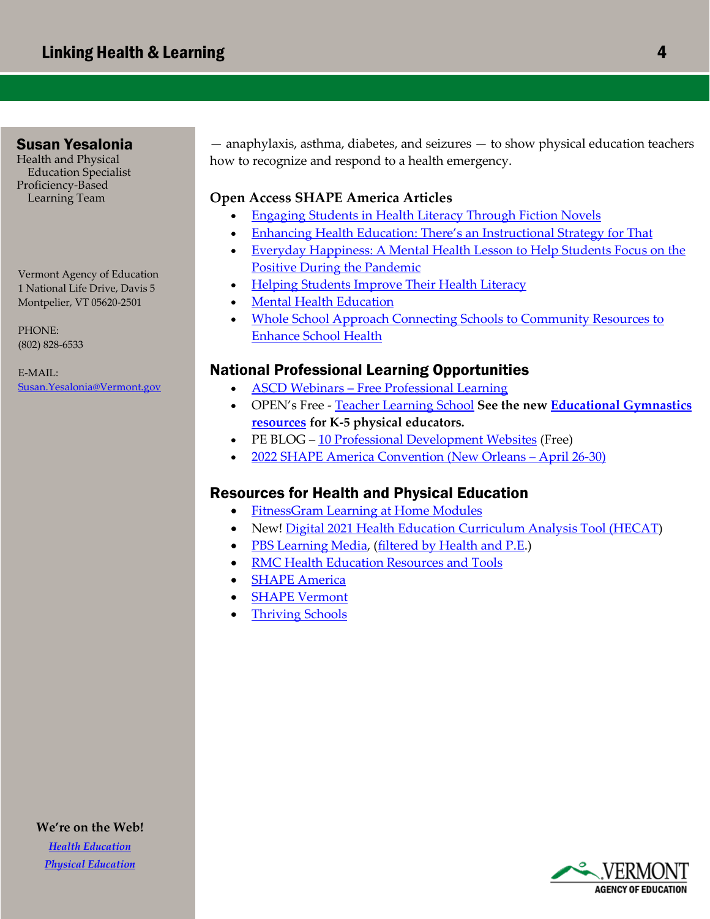**Susan Yesalonia**
Health and Physical Education Specialist
Proficiency-Based Learning Team

Vermont Agency of Education
1 National Life Drive, Davis 5
Montpelier, VT 05620-2501

PHONE:
(802) 828-6533

E-MAIL:
Susan.Yesalonia@Vermont.gov

— anaphylaxis, asthma, diabetes, and seizures — to show physical education teachers how to recognize and respond to a health emergency.

### Open Access SHAPE America Articles

- Engaging Students in Health Literacy Through Fiction Novels
- Enhancing Health Education: There's an Instructional Strategy for That
- Everyday Happiness: A Mental Health Lesson to Help Students Focus on the Positive During the Pandemic
- Helping Students Improve Their Health Literacy
- Mental Health Education
- Whole School Approach Connecting Schools to Community Resources to Enhance School Health

### National Professional Learning Opportunities

- ASCD Webinars – Free Professional Learning
- OPEN's Free - Teacher Learning School **See the new Educational Gymnastics resources for K-5 physical educators.**
- PE BLOG – 10 Professional Development Websites (Free)
- 2022 SHAPE America Convention (New Orleans – April 26-30)

### Resources for Health and Physical Education

- FitnessGram Learning at Home Modules
- New! Digital 2021 Health Education Curriculum Analysis Tool (HECAT)
- PBS Learning Media, (filtered by Health and P.E.)
- RMC Health Education Resources and Tools
- SHAPE America
- SHAPE Vermont
- Thriving Schools

**We're on the Web!**

*Health Education*

*Physical Education*

VERMONT AGENCY OF EDUCATION